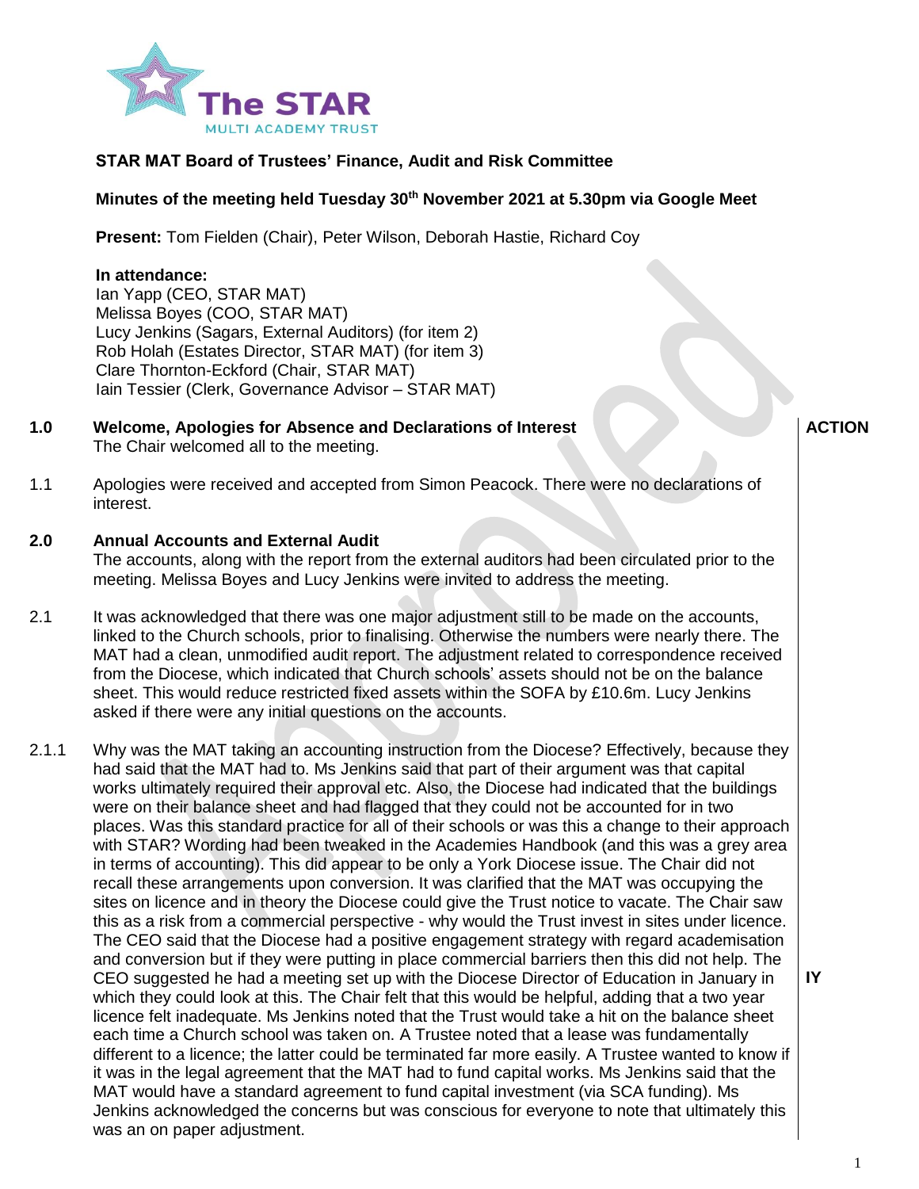**STAR MAT Board of Trustees' Finance, Audit and Risk Committee**

**Minutes of the meeting held Tuesday 30th November 2021 at 5.30pm via Google Meet**

**Present:** Tom Fielden (Chair), Peter Wilson, Deborah Hastie, Richard Coy

**In attendance:**
Ian Yapp (CEO, STAR MAT)
Melissa Boyes (COO, STAR MAT)
Lucy Jenkins (Sagars, External Auditors) (for item 2)
Rob Holah (Estates Director, STAR MAT) (for item 3)
Clare Thornton-Eckford (Chair, STAR MAT)
Iain Tessier (Clerk, Governance Advisor – STAR MAT)

| | | ACTION |
|---|---|---|
| **1.0** | **Welcome, Apologies for Absence and Declarations of Interest** The Chair welcomed all to the meeting. | |
| 1.1 | Apologies were received and accepted from Simon Peacock. There were no declarations of interest. | |
| **2.0** | **Annual Accounts and External Audit** The accounts, along with the report from the external auditors had been circulated prior to the meeting. Melissa Boyes and Lucy Jenkins were invited to address the meeting. | |
| 2.1 | It was acknowledged that there was one major adjustment still to be made on the accounts, linked to the Church schools, prior to finalising. Otherwise the numbers were nearly there. The MAT had a clean, unmodified audit report. The adjustment related to correspondence received from the Diocese, which indicated that Church schools' assets should not be on the balance sheet. This would reduce restricted fixed assets within the SOFA by £10.6m. Lucy Jenkins asked if there were any initial questions on the accounts. | |
| 2.1.1 | Why was the MAT taking an accounting instruction from the Diocese? Effectively, because they had said that the MAT had to. Ms Jenkins said that part of their argument was that capital works ultimately required their approval etc. Also, the Diocese had indicated that the buildings were on their balance sheet and had flagged that they could not be accounted for in two places. Was this standard practice for all of their schools or was this a change to their approach with STAR? Wording had been tweaked in the Academies Handbook (and this was a grey area in terms of accounting). This did appear to be only a York Diocese issue. The Chair did not recall these arrangements upon conversion. It was clarified that the MAT was occupying the sites on licence and in theory the Diocese could give the Trust notice to vacate. The Chair saw this as a risk from a commercial perspective - why would the Trust invest in sites under licence. The CEO said that the Diocese had a positive engagement strategy with regard academisation and conversion but if they were putting in place commercial barriers then this did not help. The CEO suggested he had a meeting set up with the Diocese Director of Education in January in which they could look at this. The Chair felt that this would be helpful, adding that a two year licence felt inadequate. Ms Jenkins noted that the Trust would take a hit on the balance sheet each time a Church school was taken on. A Trustee noted that a lease was fundamentally different to a licence; the latter could be terminated far more easily. A Trustee wanted to know if it was in the legal agreement that the MAT had to fund capital works. Ms Jenkins said that the MAT would have a standard agreement to fund capital investment (via SCA funding). Ms Jenkins acknowledged the concerns but was conscious for everyone to note that ultimately this was an on paper adjustment. | IY |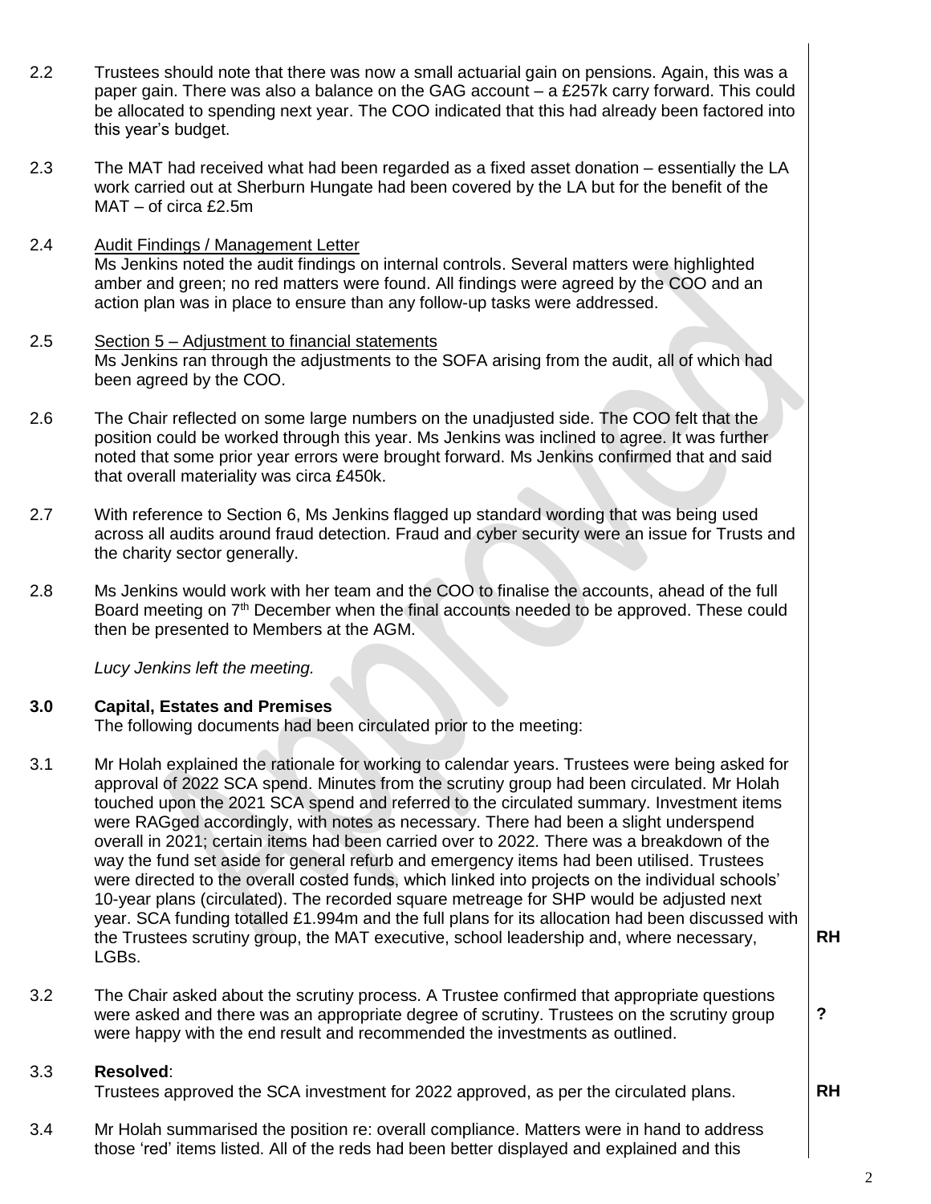2.2 Trustees should note that there was now a small actuarial gain on pensions. Again, this was a paper gain. There was also a balance on the GAG account – a £257k carry forward. This could be allocated to spending next year. The COO indicated that this had already been factored into this year's budget.

2.3 The MAT had received what had been regarded as a fixed asset donation – essentially the LA work carried out at Sherburn Hungate had been covered by the LA but for the benefit of the MAT – of circa £2.5m

2.4 Audit Findings / Management Letter
Ms Jenkins noted the audit findings on internal controls. Several matters were highlighted amber and green; no red matters were found. All findings were agreed by the COO and an action plan was in place to ensure than any follow-up tasks were addressed.

2.5 Section 5 – Adjustment to financial statements
Ms Jenkins ran through the adjustments to the SOFA arising from the audit, all of which had been agreed by the COO.

2.6 The Chair reflected on some large numbers on the unadjusted side. The COO felt that the position could be worked through this year. Ms Jenkins was inclined to agree. It was further noted that some prior year errors were brought forward. Ms Jenkins confirmed that and said that overall materiality was circa £450k.

2.7 With reference to Section 6, Ms Jenkins flagged up standard wording that was being used across all audits around fraud detection. Fraud and cyber security were an issue for Trusts and the charity sector generally.

2.8 Ms Jenkins would work with her team and the COO to finalise the accounts, ahead of the full Board meeting on 7th December when the final accounts needed to be approved. These could then be presented to Members at the AGM.

*Lucy Jenkins left the meeting.*

## 3.0 Capital, Estates and Premises

The following documents had been circulated prior to the meeting:

3.1 Mr Holah explained the rationale for working to calendar years. Trustees were being asked for approval of 2022 SCA spend. Minutes from the scrutiny group had been circulated. Mr Holah touched upon the 2021 SCA spend and referred to the circulated summary. Investment items were RAGged accordingly, with notes as necessary. There had been a slight underspend overall in 2021; certain items had been carried over to 2022. There was a breakdown of the way the fund set aside for general refurb and emergency items had been utilised. Trustees were directed to the overall costed funds, which linked into projects on the individual schools' 10-year plans (circulated). The recorded square metreage for SHP would be adjusted next year. SCA funding totalled £1.994m and the full plans for its allocation had been discussed with the Trustees scrutiny group, the MAT executive, school leadership and, where necessary, LGBs. **RH**

3.2 The Chair asked about the scrutiny process. A Trustee confirmed that appropriate questions were asked and there was an appropriate degree of scrutiny. Trustees on the scrutiny group were happy with the end result and recommended the investments as outlined. **?**

3.3 **Resolved**:
Trustees approved the SCA investment for 2022 approved, as per the circulated plans. **RH**

3.4 Mr Holah summarised the position re: overall compliance. Matters were in hand to address those 'red' items listed. All of the reds had been better displayed and explained and this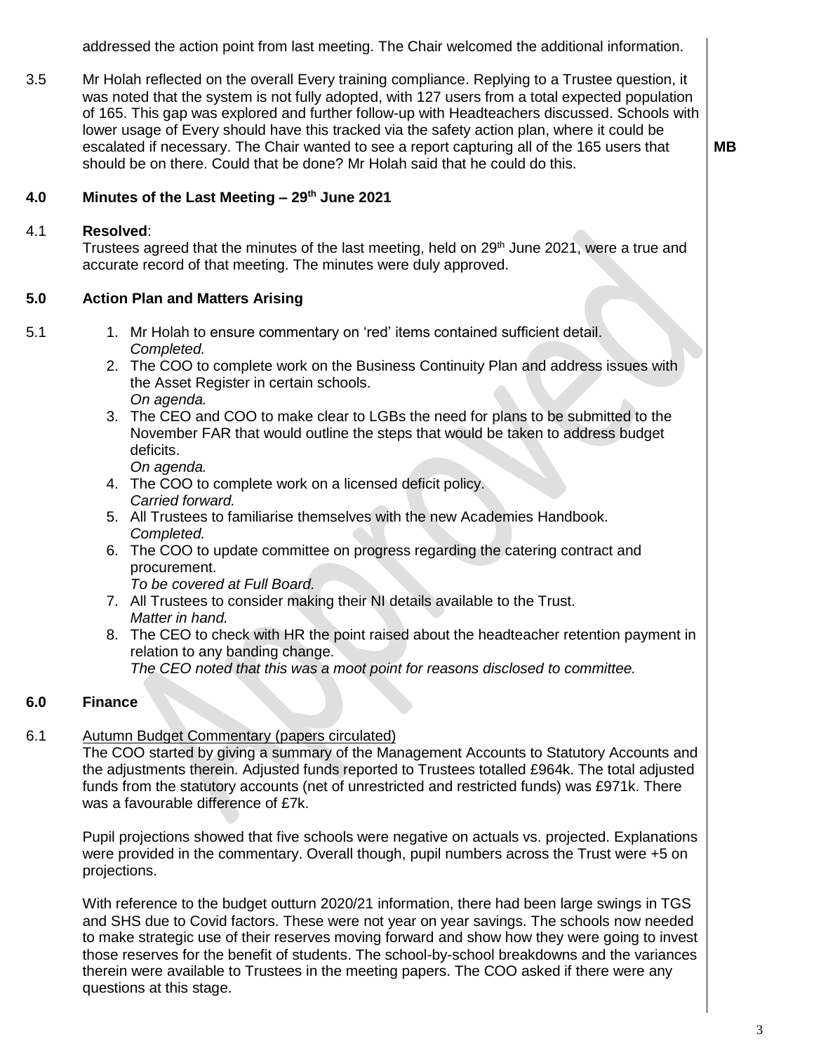addressed the action point from last meeting. The Chair welcomed the additional information.

3.5 Mr Holah reflected on the overall Every training compliance. Replying to a Trustee question, it was noted that the system is not fully adopted, with 127 users from a total expected population of 165. This gap was explored and further follow-up with Headteachers discussed. Schools with lower usage of Every should have this tracked via the safety action plan, where it could be escalated if necessary. The Chair wanted to see a report capturing all of the 165 users that should be on there. Could that be done? Mr Holah said that he could do this. **MB**

## 4.0 Minutes of the Last Meeting – 29th June 2021

4.1 **Resolved**:
Trustees agreed that the minutes of the last meeting, held on 29th June 2021, were a true and accurate record of that meeting. The minutes were duly approved.

## 5.0 Action Plan and Matters Arising

5.1

1. Mr Holah to ensure commentary on 'red' items contained sufficient detail.
   *Completed.*
2. The COO to complete work on the Business Continuity Plan and address issues with the Asset Register in certain schools.
   *On agenda.*
3. The CEO and COO to make clear to LGBs the need for plans to be submitted to the November FAR that would outline the steps that would be taken to address budget deficits.
   *On agenda.*
4. The COO to complete work on a licensed deficit policy.
   *Carried forward.*
5. All Trustees to familiarise themselves with the new Academies Handbook.
   *Completed.*
6. The COO to update committee on progress regarding the catering contract and procurement.
   *To be covered at Full Board.*
7. All Trustees to consider making their NI details available to the Trust.
   *Matter in hand.*
8. The CEO to check with HR the point raised about the headteacher retention payment in relation to any banding change.
   *The CEO noted that this was a moot point for reasons disclosed to committee.*

## 6.0 Finance

6.1 Autumn Budget Commentary (papers circulated)

The COO started by giving a summary of the Management Accounts to Statutory Accounts and the adjustments therein. Adjusted funds reported to Trustees totalled £964k. The total adjusted funds from the statutory accounts (net of unrestricted and restricted funds) was £971k. There was a favourable difference of £7k.

Pupil projections showed that five schools were negative on actuals vs. projected. Explanations were provided in the commentary. Overall though, pupil numbers across the Trust were +5 on projections.

With reference to the budget outturn 2020/21 information, there had been large swings in TGS and SHS due to Covid factors. These were not year on year savings. The schools now needed to make strategic use of their reserves moving forward and show how they were going to invest those reserves for the benefit of students. The school-by-school breakdowns and the variances therein were available to Trustees in the meeting papers. The COO asked if there were any questions at this stage.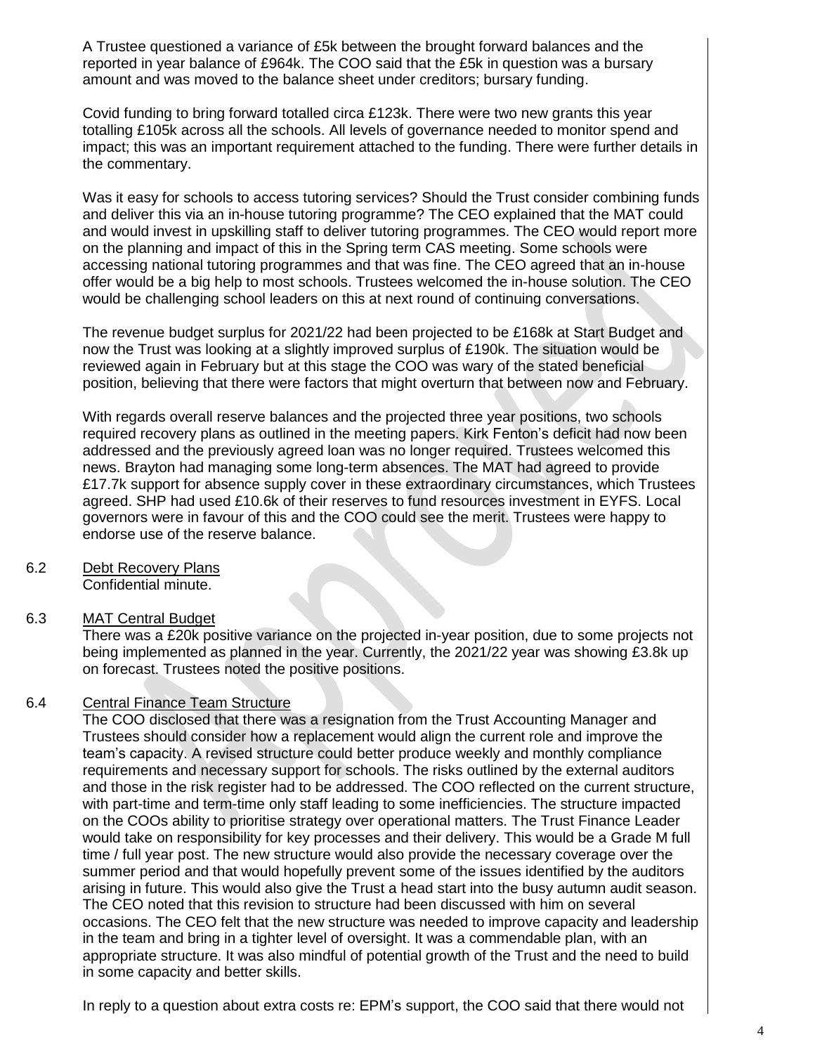A Trustee questioned a variance of £5k between the brought forward balances and the reported in year balance of £964k. The COO said that the £5k in question was a bursary amount and was moved to the balance sheet under creditors; bursary funding.

Covid funding to bring forward totalled circa £123k. There were two new grants this year totalling £105k across all the schools. All levels of governance needed to monitor spend and impact; this was an important requirement attached to the funding. There were further details in the commentary.

Was it easy for schools to access tutoring services? Should the Trust consider combining funds and deliver this via an in-house tutoring programme? The CEO explained that the MAT could and would invest in upskilling staff to deliver tutoring programmes. The CEO would report more on the planning and impact of this in the Spring term CAS meeting. Some schools were accessing national tutoring programmes and that was fine. The CEO agreed that an in-house offer would be a big help to most schools. Trustees welcomed the in-house solution. The CEO would be challenging school leaders on this at next round of continuing conversations.

The revenue budget surplus for 2021/22 had been projected to be £168k at Start Budget and now the Trust was looking at a slightly improved surplus of £190k. The situation would be reviewed again in February but at this stage the COO was wary of the stated beneficial position, believing that there were factors that might overturn that between now and February.

With regards overall reserve balances and the projected three year positions, two schools required recovery plans as outlined in the meeting papers. Kirk Fenton's deficit had now been addressed and the previously agreed loan was no longer required. Trustees welcomed this news. Brayton had managing some long-term absences. The MAT had agreed to provide £17.7k support for absence supply cover in these extraordinary circumstances, which Trustees agreed. SHP had used £10.6k of their reserves to fund resources investment in EYFS. Local governors were in favour of this and the COO could see the merit. Trustees were happy to endorse use of the reserve balance.

6.2 Debt Recovery Plans

Confidential minute.

6.3 MAT Central Budget

There was a £20k positive variance on the projected in-year position, due to some projects not being implemented as planned in the year. Currently, the 2021/22 year was showing £3.8k up on forecast. Trustees noted the positive positions.

6.4 Central Finance Team Structure

The COO disclosed that there was a resignation from the Trust Accounting Manager and Trustees should consider how a replacement would align the current role and improve the team's capacity. A revised structure could better produce weekly and monthly compliance requirements and necessary support for schools. The risks outlined by the external auditors and those in the risk register had to be addressed. The COO reflected on the current structure, with part-time and term-time only staff leading to some inefficiencies. The structure impacted on the COOs ability to prioritise strategy over operational matters. The Trust Finance Leader would take on responsibility for key processes and their delivery. This would be a Grade M full time / full year post. The new structure would also provide the necessary coverage over the summer period and that would hopefully prevent some of the issues identified by the auditors arising in future. This would also give the Trust a head start into the busy autumn audit season. The CEO noted that this revision to structure had been discussed with him on several occasions. The CEO felt that the new structure was needed to improve capacity and leadership in the team and bring in a tighter level of oversight. It was a commendable plan, with an appropriate structure. It was also mindful of potential growth of the Trust and the need to build in some capacity and better skills.

In reply to a question about extra costs re: EPM's support, the COO said that there would not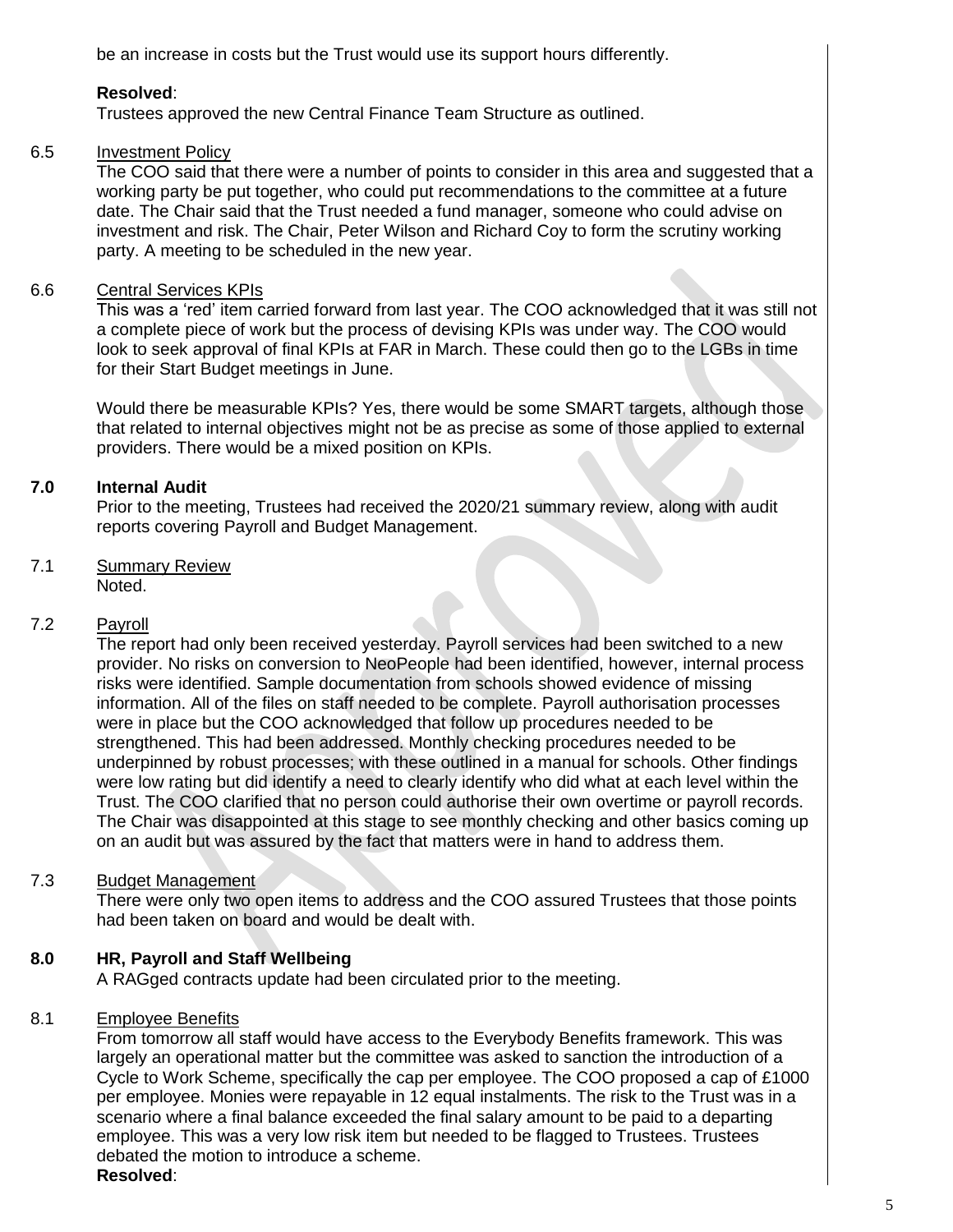be an increase in costs but the Trust would use its support hours differently.

**Resolved**:
Trustees approved the new Central Finance Team Structure as outlined.

6.5 Investment Policy

The COO said that there were a number of points to consider in this area and suggested that a working party be put together, who could put recommendations to the committee at a future date. The Chair said that the Trust needed a fund manager, someone who could advise on investment and risk. The Chair, Peter Wilson and Richard Coy to form the scrutiny working party. A meeting to be scheduled in the new year.

6.6 Central Services KPIs

This was a 'red' item carried forward from last year. The COO acknowledged that it was still not a complete piece of work but the process of devising KPIs was under way. The COO would look to seek approval of final KPIs at FAR in March. These could then go to the LGBs in time for their Start Budget meetings in June.

Would there be measurable KPIs? Yes, there would be some SMART targets, although those that related to internal objectives might not be as precise as some of those applied to external providers. There would be a mixed position on KPIs.

**7.0 Internal Audit**

Prior to the meeting, Trustees had received the 2020/21 summary review, along with audit reports covering Payroll and Budget Management.

7.1 Summary Review

Noted.

7.2 Payroll

The report had only been received yesterday. Payroll services had been switched to a new provider. No risks on conversion to NeoPeople had been identified, however, internal process risks were identified. Sample documentation from schools showed evidence of missing information. All of the files on staff needed to be complete. Payroll authorisation processes were in place but the COO acknowledged that follow up procedures needed to be strengthened. This had been addressed. Monthly checking procedures needed to be underpinned by robust processes; with these outlined in a manual for schools. Other findings were low rating but did identify a need to clearly identify who did what at each level within the Trust. The COO clarified that no person could authorise their own overtime or payroll records. The Chair was disappointed at this stage to see monthly checking and other basics coming up on an audit but was assured by the fact that matters were in hand to address them.

7.3 Budget Management

There were only two open items to address and the COO assured Trustees that those points had been taken on board and would be dealt with.

**8.0 HR, Payroll and Staff Wellbeing**

A RAGged contracts update had been circulated prior to the meeting.

8.1 Employee Benefits

From tomorrow all staff would have access to the Everybody Benefits framework. This was largely an operational matter but the committee was asked to sanction the introduction of a Cycle to Work Scheme, specifically the cap per employee. The COO proposed a cap of £1000 per employee. Monies were repayable in 12 equal instalments. The risk to the Trust was in a scenario where a final balance exceeded the final salary amount to be paid to a departing employee. This was a very low risk item but needed to be flagged to Trustees. Trustees debated the motion to introduce a scheme.

**Resolved**: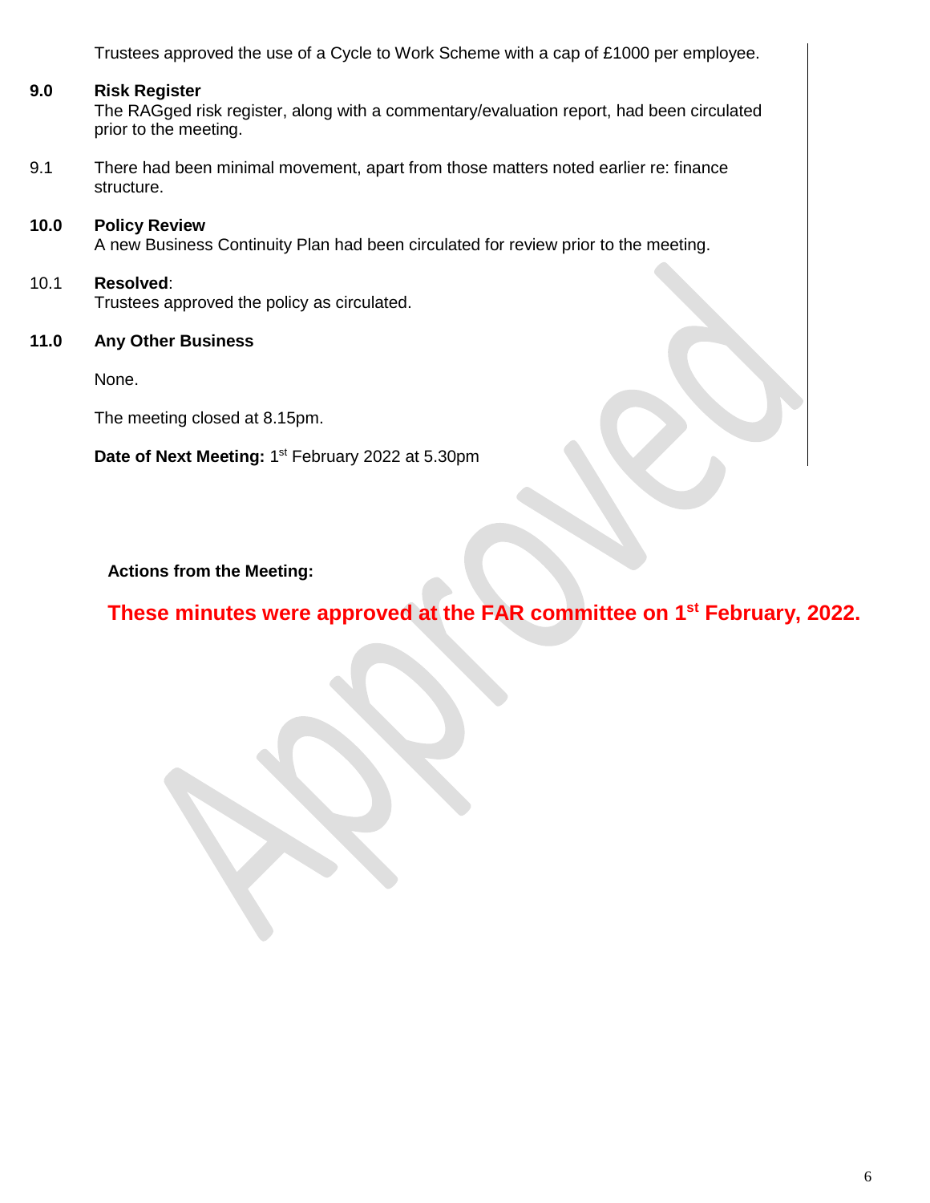Trustees approved the use of a Cycle to Work Scheme with a cap of £1000 per employee.

**9.0 Risk Register**

The RAGged risk register, along with a commentary/evaluation report, had been circulated prior to the meeting.

9.1 There had been minimal movement, apart from those matters noted earlier re: finance structure.

**10.0 Policy Review**

A new Business Continuity Plan had been circulated for review prior to the meeting.

10.1 **Resolved**:

Trustees approved the policy as circulated.

**11.0 Any Other Business**

None.

The meeting closed at 8.15pm.

**Date of Next Meeting:** 1st February 2022 at 5.30pm

**Actions from the Meeting:**

**These minutes were approved at the FAR committee on 1st February, 2022.**